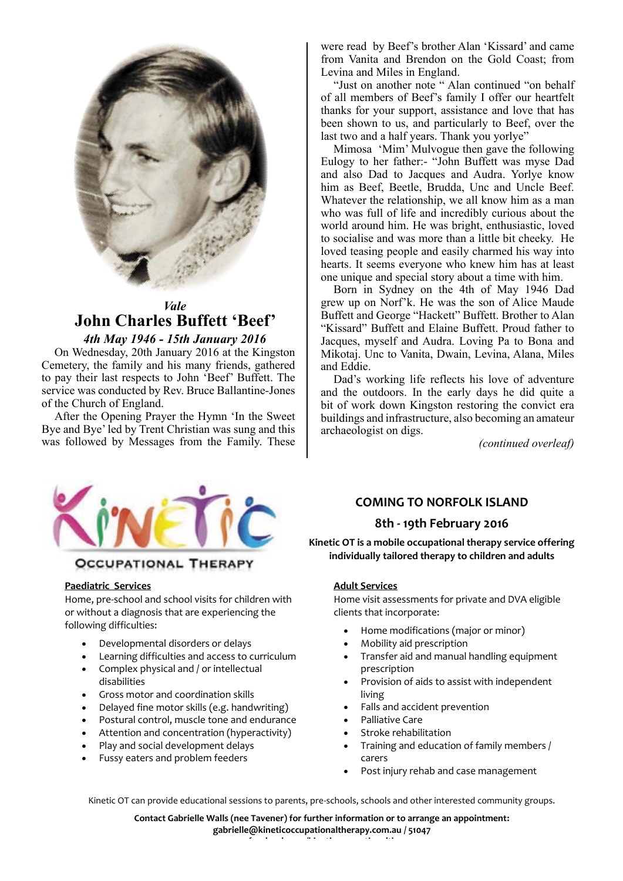*Vale*

# John Charles Buffett 'Beef'

### *4th May 1946 - 15th January 2016*

On Wednesday, 20th January 2016 at the Kingston Cemetery, the family and his many friends, gathered to pay their last respects to John 'Beef' Buffett. The service was conducted by Rev. Bruce Ballantine-Jones of the Church of England.

After the Opening Prayer the Hymn 'In the Sweet Bye and Bye' led by Trent Christian was sung and this was followed by Messages from the Family. These were read by Beef's brother Alan 'Kissard' and came from Vanita and Brendon on the Gold Coast; from Levina and Miles in England.

"Just on another note " Alan continued "on behalf of all members of Beef's family I offer our heartfelt thanks for your support, assistance and love that has been shown to us, and particularly to Beef, over the last two and a half years. Thank you yorlye"

Mimosa 'Mim' Mulvogue then gave the following Eulogy to her father:- "John Buffett was myse Dad and also Dad to Jacques and Audra. Yorlye know him as Beef, Beetle, Brudda, Unc and Uncle Beef. Whatever the relationship, we all know him as a man who was full of life and incredibly curious about the world around him. He was bright, enthusiastic, loved to socialise and was more than a little bit cheeky. He loved teasing people and easily charmed his way into hearts. It seems everyone who knew him has at least one unique and special story about a time with him.

Born in Sydney on the 4th of May 1946 Dad grew up on Norf'k. He was the son of Alice Maude Buffett and George "Hackett" Buffett. Brother to Alan "Kissard" Buffett and Elaine Buffett. Proud father to Jacques, myself and Audra. Loving Pa to Bona and Mikotaj. Unc to Vanita, Dwain, Levina, Alana, Miles and Eddie.

Dad's working life reflects his love of adventure and the outdoors. In the early days he did quite a bit of work down Kingston restoring the convict era buildings and infrastructure, also becoming an amateur archaeologist on digs.

*(continued overleaf)*

---

## KINETIC OCCUPATIONAL THERAPY

### COMING TO NORFOLK ISLAND

### 8th - 19th February 2016

**Kinetic OT is a mobile occupational therapy service offering individually tailored therapy to children and adults**

**Paediatric Services**

Home, pre-school and school visits for children with or without a diagnosis that are experiencing the following difficulties:

- Developmental disorders or delays
- Learning difficulties and access to curriculum
- Complex physical and / or intellectual disabilities
- Gross motor and coordination skills
- Delayed fine motor skills (e.g. handwriting)
- Postural control, muscle tone and endurance
- Attention and concentration (hyperactivity)
- Play and social development delays
- Fussy eaters and problem feeders

**Adult Services**

Home visit assessments for private and DVA eligible clients that incorporate:

- Home modifications (major or minor)
- Mobility aid prescription
- Transfer aid and manual handling equipment prescription
- Provision of aids to assist with independent living
- Falls and accident prevention
- Palliative Care
- Stroke rehabilitation
- Training and education of family members / carers
- Post injury rehab and case management

Kinetic OT can provide educational sessions to parents, pre-schools, schools and other interested community groups.

**Contact Gabrielle Walls (nee Tavener) for further information or to arrange an appointment: gabrielle@kineticoccupationaltherapy.com.au / 51047**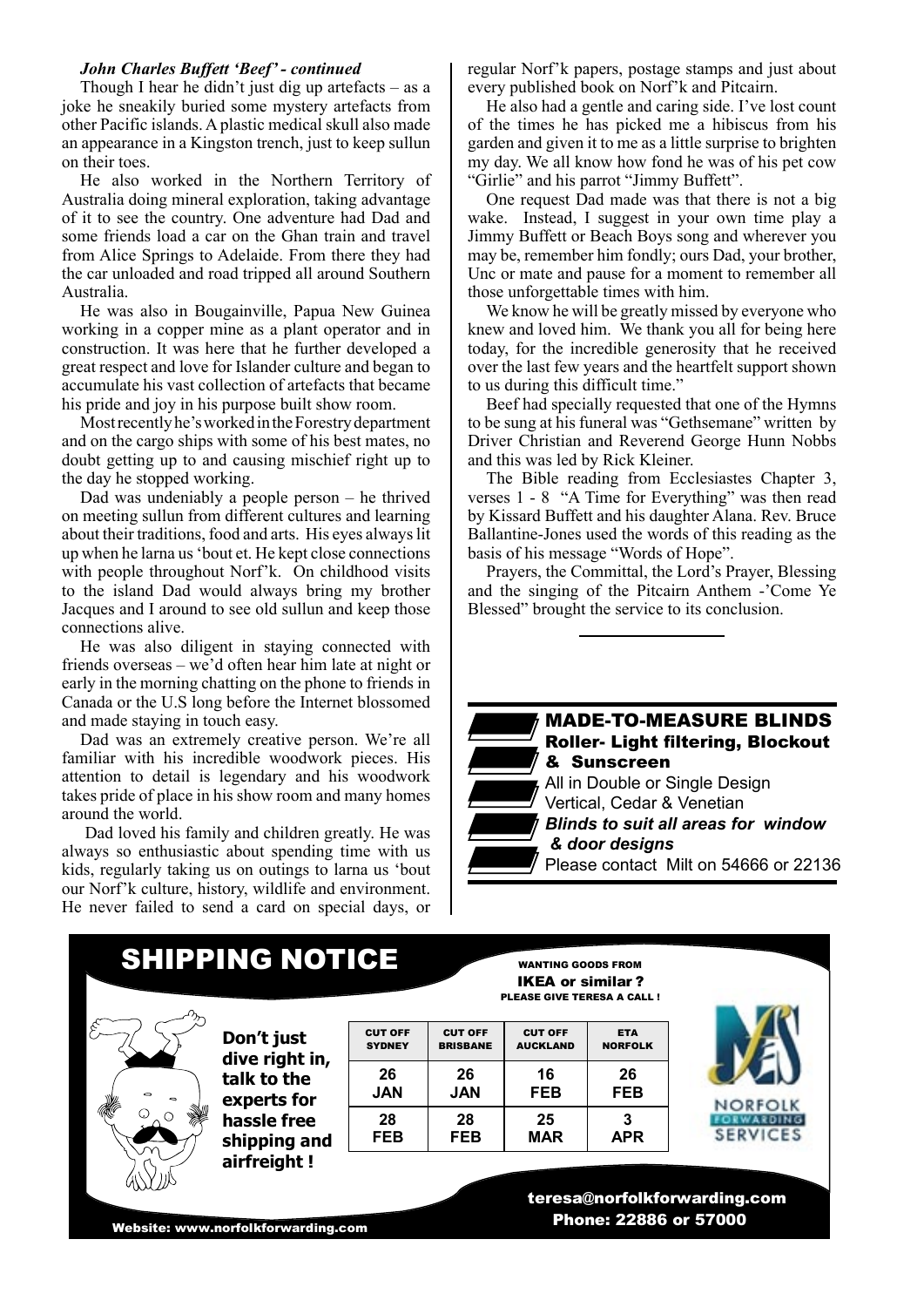***John Charles Buffett 'Beef' - continued***

Though I hear he didn't just dig up artefacts – as a joke he sneakily buried some mystery artefacts from other Pacific islands. A plastic medical skull also made an appearance in a Kingston trench, just to keep sullun on their toes.

He also worked in the Northern Territory of Australia doing mineral exploration, taking advantage of it to see the country. One adventure had Dad and some friends load a car on the Ghan train and travel from Alice Springs to Adelaide. From there they had the car unloaded and road tripped all around Southern Australia.

He was also in Bougainville, Papua New Guinea working in a copper mine as a plant operator and in construction. It was here that he further developed a great respect and love for Islander culture and began to accumulate his vast collection of artefacts that became his pride and joy in his purpose built show room.

Most recently he's worked in the Forestry department and on the cargo ships with some of his best mates, no doubt getting up to and causing mischief right up to the day he stopped working.

Dad was undeniably a people person – he thrived on meeting sullun from different cultures and learning about their traditions, food and arts. His eyes always lit up when he larna us 'bout et. He kept close connections with people throughout Norf'k. On childhood visits to the island Dad would always bring my brother Jacques and I around to see old sullun and keep those connections alive.

He was also diligent in staying connected with friends overseas – we'd often hear him late at night or early in the morning chatting on the phone to friends in Canada or the U.S long before the Internet blossomed and made staying in touch easy.

Dad was an extremely creative person. We're all familiar with his incredible woodwork pieces. His attention to detail is legendary and his woodwork takes pride of place in his show room and many homes around the world.

Dad loved his family and children greatly. He was always so enthusiastic about spending time with us kids, regularly taking us on outings to larna us 'bout our Norf'k culture, history, wildlife and environment. He never failed to send a card on special days, or regular Norf'k papers, postage stamps and just about every published book on Norf'k and Pitcairn.

He also had a gentle and caring side. I've lost count of the times he has picked me a hibiscus from his garden and given it to me as a little surprise to brighten my day. We all know how fond he was of his pet cow "Girlie" and his parrot "Jimmy Buffett".

One request Dad made was that there is not a big wake. Instead, I suggest in your own time play a Jimmy Buffett or Beach Boys song and wherever you may be, remember him fondly; ours Dad, your brother, Unc or mate and pause for a moment to remember all those unforgettable times with him.

We know he will be greatly missed by everyone who knew and loved him. We thank you all for being here today, for the incredible generosity that he received over the last few years and the heartfelt support shown to us during this difficult time."

Beef had specially requested that one of the Hymns to be sung at his funeral was "Gethsemane" written by Driver Christian and Reverend George Hunn Nobbs and this was led by Rick Kleiner.

The Bible reading from Ecclesiastes Chapter 3, verses 1 - 8 "A Time for Everything" was then read by Kissard Buffett and his daughter Alana. Rev. Bruce Ballantine-Jones used the words of this reading as the basis of his message "Words of Hope".

Prayers, the Committal, the Lord's Prayer, Blessing and the singing of the Pitcairn Anthem -'Come Ye Blessed" brought the service to its conclusion.

---

**MADE-TO-MEASURE BLINDS**
**Roller- Light filtering, Blockout & Sunscreen**
All in Double or Single Design
Vertical, Cedar & Venetian
***Blinds to suit all areas for window & door designs***
Please contact Milt on 54666 or 22136

---

## SHIPPING NOTICE

WANTING GOODS FROM
**IKEA or similar ?**
PLEASE GIVE TERESA A CALL !

**Don't just dive right in, talk to the experts for hassle free shipping and airfreight !**

| CUT OFF SYDNEY | CUT OFF BRISBANE | CUT OFF AUCKLAND | ETA NORFOLK |
|---|---|---|---|
| 26 JAN | 26 JAN | 16 FEB | 26 FEB |
| 28 FEB | 28 FEB | 25 MAR | 3 APR |

NORFOLK FORWARDING SERVICES

teresa@norfolkforwarding.com
Phone: 22886 or 57000

Website: www.norfolkforwarding.com